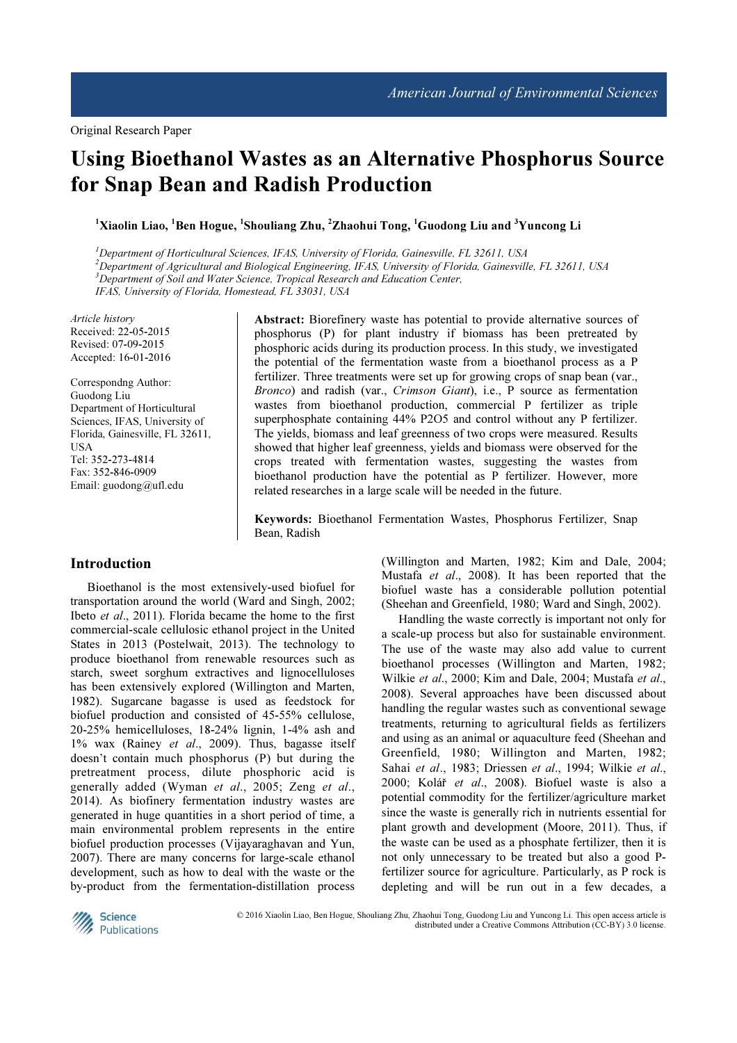Original Research Paper

# Using Bioethanol Wastes as an Alternative Phosphorus Source for Snap Bean and Radish Production

[1]Xiaolin Liao, [1]Ben Hogue, [1]Shouliang Zhu, [2]Zhaohui Tong, [1]Guodong Liu and [3]Yuncong Li

[1]*Department of Horticultural Sciences, IFAS, University of Florida, Gainesville, FL 32611, USA*
[2]*Department of Agricultural and Biological Engineering, IFAS, University of Florida, Gainesville, FL 32611, USA*
[3]*Department of Soil and Water Science, Tropical Research and Education Center, IFAS, University of Florida, Homestead, FL 33031, USA*

*Article history*
Received: 22-05-2015
Revised: 07-09-2015
Accepted: 16-01-2016

Correspondng Author:
Guodong Liu
Department of Horticultural Sciences, IFAS, University of Florida, Gainesville, FL 32611, USA
Tel: 352-273-4814
Fax: 352-846-0909
Email: guodong@ufl.edu

**Abstract:** Biorefinery waste has potential to provide alternative sources of phosphorus (P) for plant industry if biomass has been pretreated by phosphoric acids during its production process. In this study, we investigated the potential of the fermentation waste from a bioethanol process as a P fertilizer. Three treatments were set up for growing crops of snap bean (var., *Bronco*) and radish (var., *Crimson Giant*), i.e., P source as fermentation wastes from bioethanol production, commercial P fertilizer as triple superphosphate containing 44% P2O5 and control without any P fertilizer. The yields, biomass and leaf greenness of two crops were measured. Results showed that higher leaf greenness, yields and biomass were observed for the crops treated with fermentation wastes, suggesting the wastes from bioethanol production have the potential as P fertilizer. However, more related researches in a large scale will be needed in the future.

**Keywords:** Bioethanol Fermentation Wastes, Phosphorus Fertilizer, Snap Bean, Radish

## Introduction

Bioethanol is the most extensively-used biofuel for transportation around the world (Ward and Singh, 2002; Ibeto *et al*., 2011). Florida became the home to the first commercial-scale cellulosic ethanol project in the United States in 2013 (Postelwait, 2013). The technology to produce bioethanol from renewable resources such as starch, sweet sorghum extractives and lignocelluloses has been extensively explored (Willington and Marten, 1982). Sugarcane bagasse is used as feedstock for biofuel production and consisted of 45-55% cellulose, 20-25% hemicelluloses, 18-24% lignin, 1-4% ash and 1% wax (Rainey *et al*., 2009). Thus, bagasse itself doesn't contain much phosphorus (P) but during the pretreatment process, dilute phosphoric acid is generally added (Wyman *et al*., 2005; Zeng *et al*., 2014). As biofinery fermentation industry wastes are generated in huge quantities in a short period of time, a main environmental problem represents in the entire biofuel production processes (Vijayaraghavan and Yun, 2007). There are many concerns for large-scale ethanol development, such as how to deal with the waste or the by-product from the fermentation-distillation process (Willington and Marten, 1982; Kim and Dale, 2004; Mustafa *et al*., 2008). It has been reported that the biofuel waste has a considerable pollution potential (Sheehan and Greenfield, 1980; Ward and Singh, 2002).

Handling the waste correctly is important not only for a scale-up process but also for sustainable environment. The use of the waste may also add value to current bioethanol processes (Willington and Marten, 1982; Wilkie *et al*., 2000; Kim and Dale, 2004; Mustafa *et al*., 2008). Several approaches have been discussed about handling the regular wastes such as conventional sewage treatments, returning to agricultural fields as fertilizers and using as an animal or aquaculture feed (Sheehan and Greenfield, 1980; Willington and Marten, 1982; Sahai *et al*., 1983; Driessen *et al*., 1994; Wilkie *et al*., 2000; Kolář *et al*., 2008). Biofuel waste is also a potential commodity for the fertilizer/agriculture market since the waste is generally rich in nutrients essential for plant growth and development (Moore, 2011). Thus, if the waste can be used as a phosphate fertilizer, then it is not only unnecessary to be treated but also a good P-fertilizer source for agriculture. Particularly, as P rock is depleting and will be run out in a few decades, a

© 2016 Xiaolin Liao, Ben Hogue, Shouliang Zhu, Zhaohui Tong, Guodong Liu and Yuncong Li. This open access article is distributed under a Creative Commons Attribution (CC-BY) 3.0 license.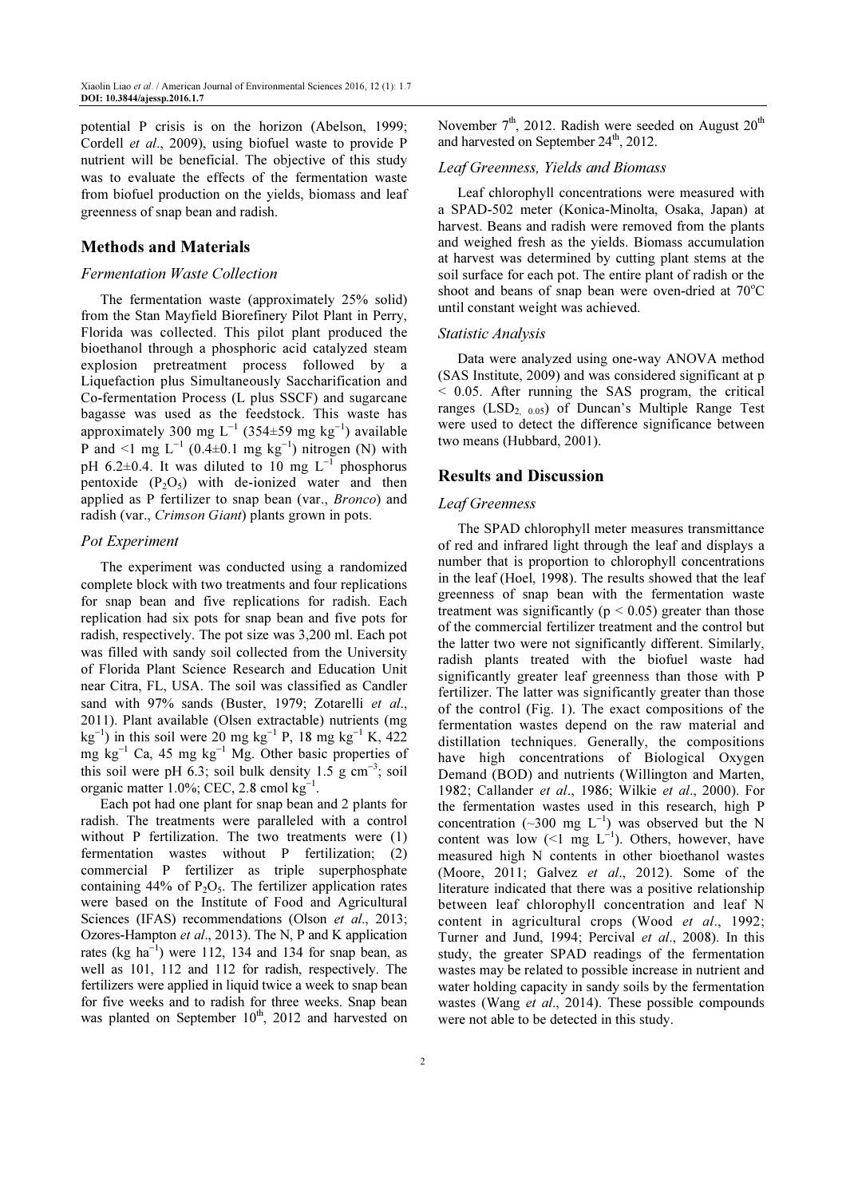potential P crisis is on the horizon (Abelson, 1999; Cordell *et al*., 2009), using biofuel waste to provide P nutrient will be beneficial. The objective of this study was to evaluate the effects of the fermentation waste from biofuel production on the yields, biomass and leaf greenness of snap bean and radish.

## Methods and Materials

### Fermentation Waste Collection

The fermentation waste (approximately 25% solid) from the Stan Mayfield Biorefinery Pilot Plant in Perry, Florida was collected. This pilot plant produced the bioethanol through a phosphoric acid catalyzed steam explosion pretreatment process followed by a Liquefaction plus Simultaneously Saccharification and Co-fermentation Process (L plus SSCF) and sugarcane bagasse was used as the feedstock. This waste has approximately 300 mg $L^{-1}$ (354±59 mg $kg^{-1}$) available P and <1 mg $L^{-1}$ (0.4±0.1 mg $kg^{-1}$) nitrogen (N) with pH 6.2±0.4. It was diluted to 10 mg $L^{-1}$ phosphorus pentoxide ($P_2O_5$) with de-ionized water and then applied as P fertilizer to snap bean (var., *Bronco*) and radish (var., *Crimson Giant*) plants grown in pots.

### Pot Experiment

The experiment was conducted using a randomized complete block with two treatments and four replications for snap bean and five replications for radish. Each replication had six pots for snap bean and five pots for radish, respectively. The pot size was 3,200 ml. Each pot was filled with sandy soil collected from the University of Florida Plant Science Research and Education Unit near Citra, FL, USA. The soil was classified as Candler sand with 97% sands (Buster, 1979; Zotarelli *et al*., 2011). Plant available (Olsen extractable) nutrients (mg $kg^{-1}$) in this soil were 20 mg $kg^{-1}$ P, 18 mg $kg^{-1}$ K, 422 mg $kg^{-1}$ Ca, 45 mg $kg^{-1}$ Mg. Other basic properties of this soil were pH 6.3; soil bulk density 1.5 g $cm^{-3}$; soil organic matter 1.0%; CEC, 2.8 cmol $kg^{-1}$.

Each pot had one plant for snap bean and 2 plants for radish. The treatments were paralleled with a control without P fertilization. The two treatments were (1) fermentation wastes without P fertilization; (2) commercial P fertilizer as triple superphosphate containing 44% of $P_2O_5$. The fertilizer application rates were based on the Institute of Food and Agricultural Sciences (IFAS) recommendations (Olson *et al*., 2013; Ozores-Hampton *et al*., 2013). The N, P and K application rates (kg $ha^{-1}$) were 112, 134 and 134 for snap bean, as well as 101, 112 and 112 for radish, respectively. The fertilizers were applied in liquid twice a week to snap bean for five weeks and to radish for three weeks. Snap bean was planted on September 10th, 2012 and harvested on November 7th, 2012. Radish were seeded on August 20th and harvested on September 24th, 2012.

### Leaf Greenness, Yields and Biomass

Leaf chlorophyll concentrations were measured with a SPAD-502 meter (Konica-Minolta, Osaka, Japan) at harvest. Beans and radish were removed from the plants and weighed fresh as the yields. Biomass accumulation at harvest was determined by cutting plant stems at the soil surface for each pot. The entire plant of radish or the shoot and beans of snap bean were oven-dried at 70°C until constant weight was achieved.

### Statistic Analysis

Data were analyzed using one-way ANOVA method (SAS Institute, 2009) and was considered significant at $p < 0.05$. After running the SAS program, the critical ranges ($LSD_{2,\ 0.05}$) of Duncan's Multiple Range Test were used to detect the difference significance between two means (Hubbard, 2001).

## Results and Discussion

### Leaf Greenness

The SPAD chlorophyll meter measures transmittance of red and infrared light through the leaf and displays a number that is proportion to chlorophyll concentrations in the leaf (Hoel, 1998). The results showed that the leaf greenness of snap bean with the fermentation waste treatment was significantly ($p < 0.05$) greater than those of the commercial fertilizer treatment and the control but the latter two were not significantly different. Similarly, radish plants treated with the biofuel waste had significantly greater leaf greenness than those with P fertilizer. The latter was significantly greater than those of the control (Fig. 1). The exact compositions of the fermentation wastes depend on the raw material and distillation techniques. Generally, the compositions have high concentrations of Biological Oxygen Demand (BOD) and nutrients (Willington and Marten, 1982; Callander *et al*., 1986; Wilkie *et al*., 2000). For the fermentation wastes used in this research, high P concentration (~300 mg $L^{-1}$) was observed but the N content was low (<1 mg $L^{-1}$). Others, however, have measured high N contents in other bioethanol wastes (Moore, 2011; Galvez *et al*., 2012). Some of the literature indicated that there was a positive relationship between leaf chlorophyll concentration and leaf N content in agricultural crops (Wood *et al*., 1992; Turner and Jund, 1994; Percival *et al*., 2008). In this study, the greater SPAD readings of the fermentation wastes may be related to possible increase in nutrient and water holding capacity in sandy soils by the fermentation wastes (Wang *et al*., 2014). These possible compounds were not able to be detected in this study.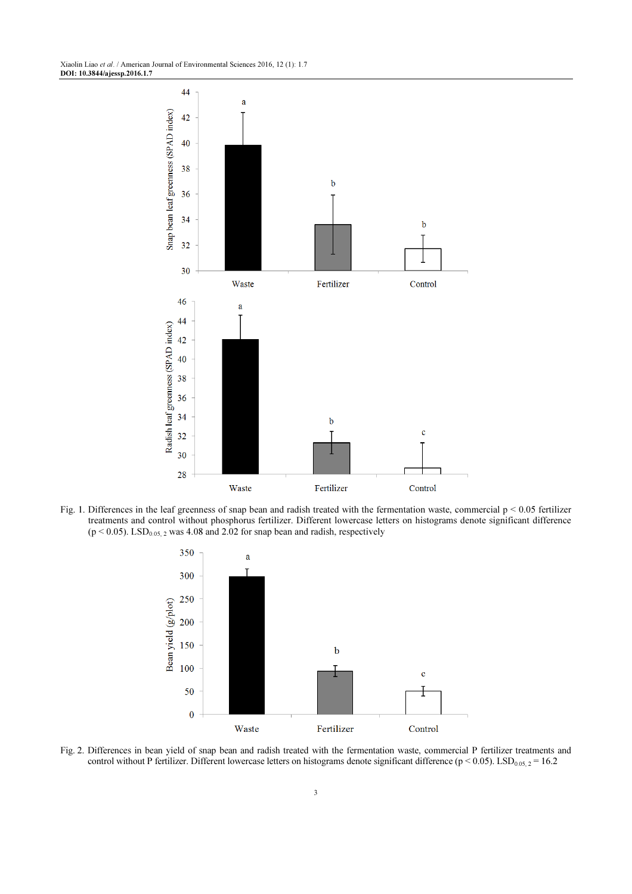Fig. 1. Differences in the leaf greenness of snap bean and radish treated with the fermentation waste, commercial $p < 0.05$ fertilizer treatments and control without phosphorus fertilizer. Different lowercase letters on histograms denote significant difference ($p < 0.05$). $LSD_{0.05, 2}$ was 4.08 and 2.02 for snap bean and radish, respectively

Fig. 2. Differences in bean yield of snap bean and radish treated with the fermentation waste, commercial P fertilizer treatments and control without P fertilizer. Different lowercase letters on histograms denote significant difference ($p < 0.05$). $LSD_{0.05, 2} = 16.2$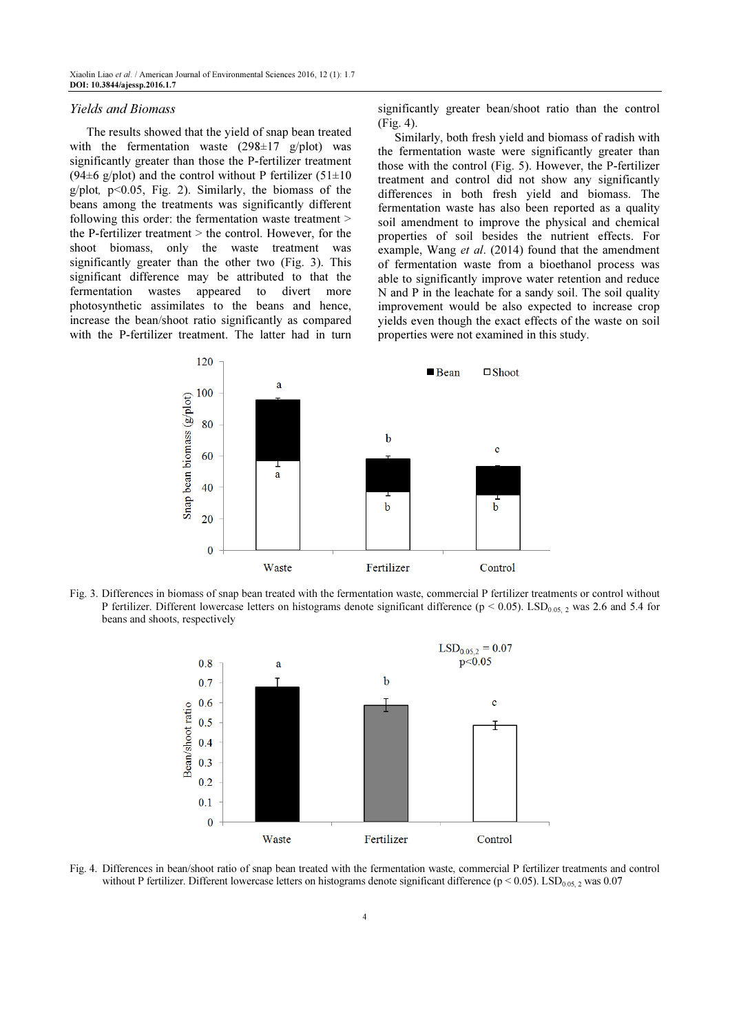### *Yields and Biomass*

The results showed that the yield of snap bean treated with the fermentation waste (298±17 g/plot) was significantly greater than those the P-fertilizer treatment (94±6 g/plot) and the control without P fertilizer (51±10 g/plot, $p<0.05$, Fig. 2). Similarly, the biomass of the beans among the treatments was significantly different following this order: the fermentation waste treatment > the P-fertilizer treatment > the control. However, for the shoot biomass, only the waste treatment was significantly greater than the other two (Fig. 3). This significant difference may be attributed to that the fermentation wastes appeared to divert more photosynthetic assimilates to the beans and hence, increase the bean/shoot ratio significantly as compared with the P-fertilizer treatment. The latter had in turn significantly greater bean/shoot ratio than the control (Fig. 4).

Similarly, both fresh yield and biomass of radish with the fermentation waste were significantly greater than those with the control (Fig. 5). However, the P-fertilizer treatment and control did not show any significantly differences in both fresh yield and biomass. The fermentation waste has also been reported as a quality soil amendment to improve the physical and chemical properties of soil besides the nutrient effects. For example, Wang *et al*. (2014) found that the amendment of fermentation waste from a bioethanol process was able to significantly improve water retention and reduce N and P in the leachate for a sandy soil. The soil quality improvement would be also expected to increase crop yields even though the exact effects of the waste on soil properties were not examined in this study.

Fig. 3. Differences in biomass of snap bean treated with the fermentation waste, commercial P fertilizer treatments or control without P fertilizer. Different lowercase letters on histograms denote significant difference ($p < 0.05$). $LSD_{0.05, 2}$ was 2.6 and 5.4 for beans and shoots, respectively

Fig. 4. Differences in bean/shoot ratio of snap bean treated with the fermentation waste, commercial P fertilizer treatments and control without P fertilizer. Different lowercase letters on histograms denote significant difference ($p < 0.05$). $LSD_{0.05, 2}$ was 0.07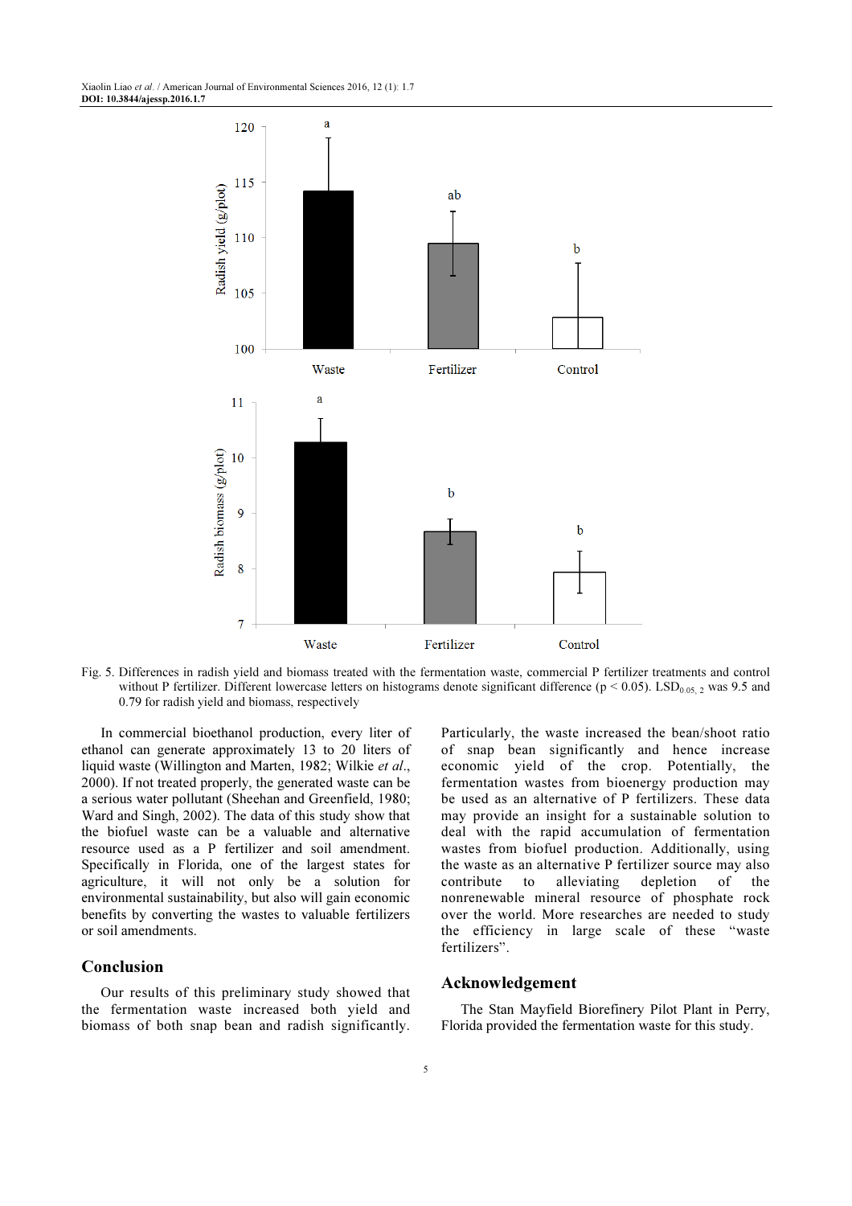Fig. 5. Differences in radish yield and biomass treated with the fermentation waste, commercial P fertilizer treatments and control without P fertilizer. Different lowercase letters on histograms denote significant difference ($p < 0.05$). $LSD_{0.05, 2}$ was 9.5 and 0.79 for radish yield and biomass, respectively

In commercial bioethanol production, every liter of ethanol can generate approximately 13 to 20 liters of liquid waste (Willington and Marten, 1982; Wilkie *et al*., 2000). If not treated properly, the generated waste can be a serious water pollutant (Sheehan and Greenfield, 1980; Ward and Singh, 2002). The data of this study show that the biofuel waste can be a valuable and alternative resource used as a P fertilizer and soil amendment. Specifically in Florida, one of the largest states for agriculture, it will not only be a solution for environmental sustainability, but also will gain economic benefits by converting the wastes to valuable fertilizers or soil amendments.

## Conclusion

Our results of this preliminary study showed that the fermentation waste increased both yield and biomass of both snap bean and radish significantly. Particularly, the waste increased the bean/shoot ratio of snap bean significantly and hence increase economic yield of the crop. Potentially, the fermentation wastes from bioenergy production may be used as an alternative of P fertilizers. These data may provide an insight for a sustainable solution to deal with the rapid accumulation of fermentation wastes from biofuel production. Additionally, using the waste as an alternative P fertilizer source may also contribute to alleviating depletion of the nonrenewable mineral resource of phosphate rock over the world. More researches are needed to study the efficiency in large scale of these "waste fertilizers".

## Acknowledgement

The Stan Mayfield Biorefinery Pilot Plant in Perry, Florida provided the fermentation waste for this study.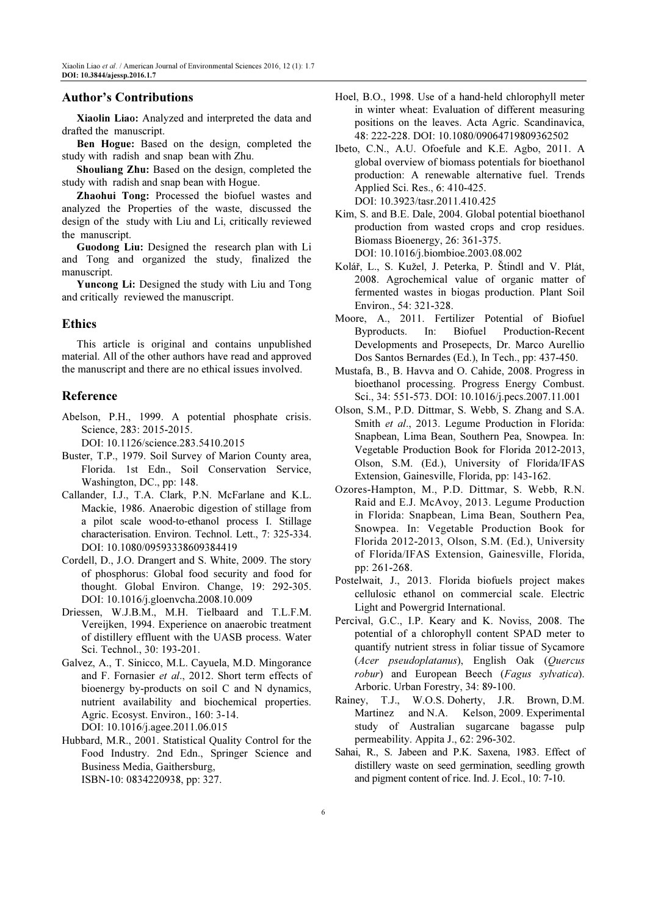## Author's Contributions

**Xiaolin Liao:** Analyzed and interpreted the data and drafted the manuscript.

**Ben Hogue:** Based on the design, completed the study with radish and snap bean with Zhu.

**Shouliang Zhu:** Based on the design, completed the study with radish and snap bean with Hogue.

**Zhaohui Tong:** Processed the biofuel wastes and analyzed the Properties of the waste, discussed the design of the study with Liu and Li, critically reviewed the manuscript.

**Guodong Liu:** Designed the research plan with Li and Tong and organized the study, finalized the manuscript.

**Yuncong Li:** Designed the study with Liu and Tong and critically reviewed the manuscript.

## Ethics

This article is original and contains unpublished material. All of the other authors have read and approved the manuscript and there are no ethical issues involved.

## Reference

Abelson, P.H., 1999. A potential phosphate crisis. Science, 283: 2015-2015. DOI: 10.1126/science.283.5410.2015

Buster, T.P., 1979. Soil Survey of Marion County area, Florida. 1st Edn., Soil Conservation Service, Washington, DC., pp: 148.

Callander, I.J., T.A. Clark, P.N. McFarlane and K.L. Mackie, 1986. Anaerobic digestion of stillage from a pilot scale wood-to-ethanol process I. Stillage characterisation. Environ. Technol. Lett., 7: 325-334. DOI: 10.1080/09593338609384419

Cordell, D., J.O. Drangert and S. White, 2009. The story of phosphorus: Global food security and food for thought. Global Environ. Change, 19: 292-305. DOI: 10.1016/j.gloenvcha.2008.10.009

Driessen, W.J.B.M., M.H. Tielbaard and T.L.F.M. Vereijken, 1994. Experience on anaerobic treatment of distillery effluent with the UASB process. Water Sci. Technol., 30: 193-201.

Galvez, A., T. Sinicco, M.L. Cayuela, M.D. Mingorance and F. Fornasier *et al*., 2012. Short term effects of bioenergy by-products on soil C and N dynamics, nutrient availability and biochemical properties. Agric. Ecosyst. Environ., 160: 3-14. DOI: 10.1016/j.agee.2011.06.015

Hubbard, M.R., 2001. Statistical Quality Control for the Food Industry. 2nd Edn., Springer Science and Business Media, Gaithersburg, ISBN-10: 0834220938, pp: 327.

Hoel, B.O., 1998. Use of a hand-held chlorophyll meter in winter wheat: Evaluation of different measuring positions on the leaves. Acta Agric. Scandinavica, 48: 222-228. DOI: 10.1080/09064719809362502

Ibeto, C.N., A.U. Ofoefule and K.E. Agbo, 2011. A global overview of biomass potentials for bioethanol production: A renewable alternative fuel. Trends Applied Sci. Res., 6: 410-425. DOI: 10.3923/tasr.2011.410.425

Kim, S. and B.E. Dale, 2004. Global potential bioethanol production from wasted crops and crop residues. Biomass Bioenergy, 26: 361-375. DOI: 10.1016/j.biombioe.2003.08.002

Kolář, L., S. Kužel, J. Peterka, P. Štindl and V. Plát, 2008. Agrochemical value of organic matter of fermented wastes in biogas production. Plant Soil Environ., 54: 321-328.

Moore, A., 2011. Fertilizer Potential of Biofuel Byproducts. In: Biofuel Production-Recent Developments and Prosepects, Dr. Marco Aurellio Dos Santos Bernardes (Ed.), In Tech., pp: 437-450.

Mustafa, B., B. Havva and O. Cahide, 2008. Progress in bioethanol processing. Progress Energy Combust. Sci., 34: 551-573. DOI: 10.1016/j.pecs.2007.11.001

Olson, S.M., P.D. Dittmar, S. Webb, S. Zhang and S.A. Smith *et al*., 2013. Legume Production in Florida: Snapbean, Lima Bean, Southern Pea, Snowpea. In: Vegetable Production Book for Florida 2012-2013, Olson, S.M. (Ed.), University of Florida/IFAS Extension, Gainesville, Florida, pp: 143-162.

Ozores-Hampton, M., P.D. Dittmar, S. Webb, R.N. Raid and E.J. McAvoy, 2013. Legume Production in Florida: Snapbean, Lima Bean, Southern Pea, Snowpea. In: Vegetable Production Book for Florida 2012-2013, Olson, S.M. (Ed.), University of Florida/IFAS Extension, Gainesville, Florida, pp: 261-268.

Postelwait, J., 2013. Florida biofuels project makes cellulosic ethanol on commercial scale. Electric Light and Powergrid International.

Percival, G.C., I.P. Keary and K. Noviss, 2008. The potential of a chlorophyll content SPAD meter to quantify nutrient stress in foliar tissue of Sycamore (*Acer pseudoplatanus*), English Oak (*Quercus robur*) and European Beech (*Fagus sylvatica*). Arboric. Urban Forestry, 34: 89-100.

Rainey, T.J., W.O.S. Doherty, J.R. Brown, D.M. Martinez and N.A. Kelson, 2009. Experimental study of Australian sugarcane bagasse pulp permeability. Appita J., 62: 296-302.

Sahai, R., S. Jabeen and P.K. Saxena, 1983. Effect of distillery waste on seed germination, seedling growth and pigment content of rice. Ind. J. Ecol., 10: 7-10.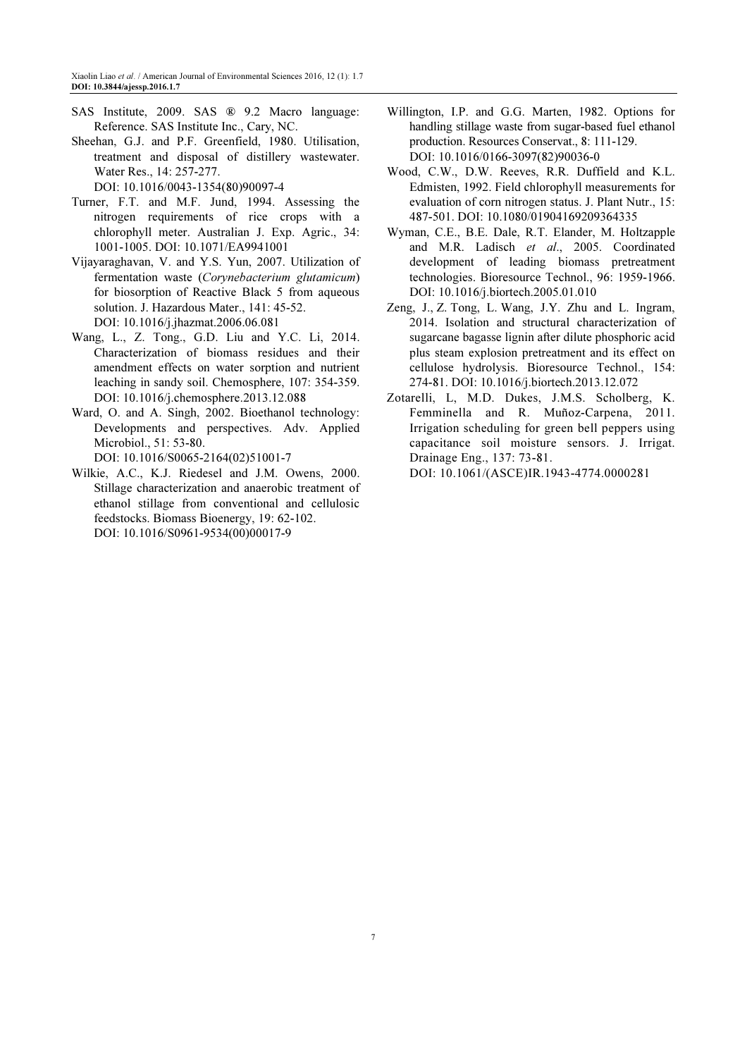SAS Institute, 2009. SAS ® 9.2 Macro language: Reference. SAS Institute Inc., Cary, NC.

Sheehan, G.J. and P.F. Greenfield, 1980. Utilisation, treatment and disposal of distillery wastewater. Water Res., 14: 257-277. DOI: 10.1016/0043-1354(80)90097-4

Turner, F.T. and M.F. Jund, 1994. Assessing the nitrogen requirements of rice crops with a chlorophyll meter. Australian J. Exp. Agric., 34: 1001-1005. DOI: 10.1071/EA9941001

Vijayaraghavan, V. and Y.S. Yun, 2007. Utilization of fermentation waste (*Corynebacterium glutamicum*) for biosorption of Reactive Black 5 from aqueous solution. J. Hazardous Mater., 141: 45-52. DOI: 10.1016/j.jhazmat.2006.06.081

Wang, L., Z. Tong., G.D. Liu and Y.C. Li, 2014. Characterization of biomass residues and their amendment effects on water sorption and nutrient leaching in sandy soil. Chemosphere, 107: 354-359. DOI: 10.1016/j.chemosphere.2013.12.088

Ward, O. and A. Singh, 2002. Bioethanol technology: Developments and perspectives. Adv. Applied Microbiol., 51: 53-80. DOI: 10.1016/S0065-2164(02)51001-7

Wilkie, A.C., K.J. Riedesel and J.M. Owens, 2000. Stillage characterization and anaerobic treatment of ethanol stillage from conventional and cellulosic feedstocks. Biomass Bioenergy, 19: 62-102. DOI: 10.1016/S0961-9534(00)00017-9

Willington, I.P. and G.G. Marten, 1982. Options for handling stillage waste from sugar-based fuel ethanol production. Resources Conservat., 8: 111-129. DOI: 10.1016/0166-3097(82)90036-0

Wood, C.W., D.W. Reeves, R.R. Duffield and K.L. Edmisten, 1992. Field chlorophyll measurements for evaluation of corn nitrogen status. J. Plant Nutr., 15: 487-501. DOI: 10.1080/01904169209364335

Wyman, C.E., B.E. Dale, R.T. Elander, M. Holtzapple and M.R. Ladisch *et al*., 2005. Coordinated development of leading biomass pretreatment technologies. Bioresource Technol., 96: 1959-1966. DOI: 10.1016/j.biortech.2005.01.010

Zeng, J., Z. Tong, L. Wang, J.Y. Zhu and L. Ingram, 2014. Isolation and structural characterization of sugarcane bagasse lignin after dilute phosphoric acid plus steam explosion pretreatment and its effect on cellulose hydrolysis. Bioresource Technol., 154: 274-81. DOI: 10.1016/j.biortech.2013.12.072

Zotarelli, L, M.D. Dukes, J.M.S. Scholberg, K. Femminella and R. Muñoz-Carpena, 2011. Irrigation scheduling for green bell peppers using capacitance soil moisture sensors. J. Irrigat. Drainage Eng., 137: 73-81. DOI: 10.1061/(ASCE)IR.1943-4774.0000281